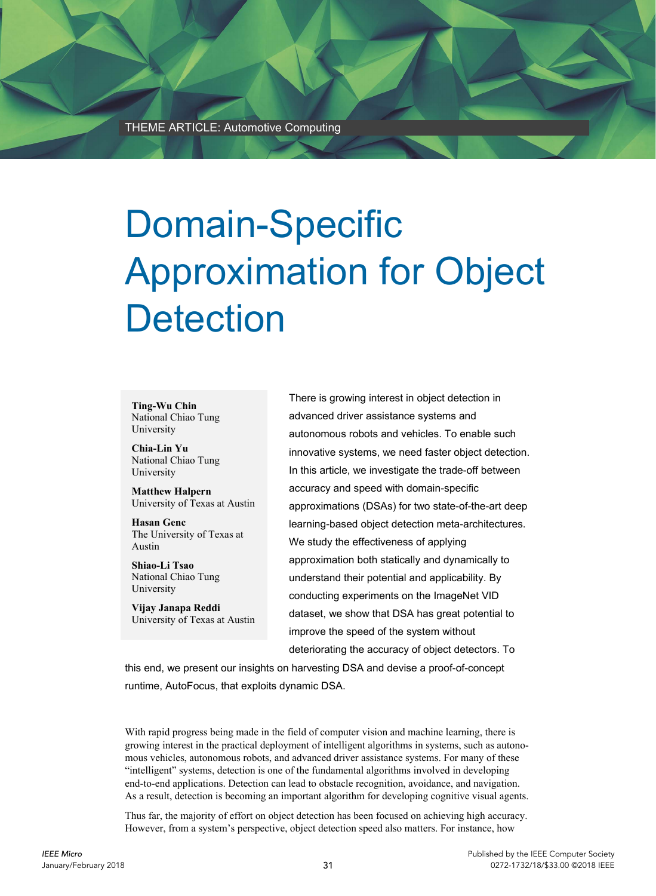THEME ARTICLE: Automotive Computing

# Domain-Specific Approximation for Object Detection

**Ting-Wu Chin**
National Chiao Tung University

**Chia-Lin Yu**
National Chiao Tung University

**Matthew Halpern**
University of Texas at Austin

**Hasan Genc**
The University of Texas at Austin

**Shiao-Li Tsao**
National Chiao Tung University

**Vijay Janapa Reddi**
University of Texas at Austin

There is growing interest in object detection in advanced driver assistance systems and autonomous robots and vehicles. To enable such innovative systems, we need faster object detection. In this article, we investigate the trade-off between accuracy and speed with domain-specific approximations (DSAs) for two state-of-the-art deep learning-based object detection meta-architectures. We study the effectiveness of applying approximation both statically and dynamically to understand their potential and applicability. By conducting experiments on the ImageNet VID dataset, we show that DSA has great potential to improve the speed of the system without deteriorating the accuracy of object detectors. To this end, we present our insights on harvesting DSA and devise a proof-of-concept runtime, AutoFocus, that exploits dynamic DSA.

With rapid progress being made in the field of computer vision and machine learning, there is growing interest in the practical deployment of intelligent algorithms in systems, such as autonomous vehicles, autonomous robots, and advanced driver assistance systems. For many of these "intelligent" systems, detection is one of the fundamental algorithms involved in developing end-to-end applications. Detection can lead to obstacle recognition, avoidance, and navigation. As a result, detection is becoming an important algorithm for developing cognitive visual agents.

Thus far, the majority of effort on object detection has been focused on achieving high accuracy. However, from a system's perspective, object detection speed also matters. For instance, how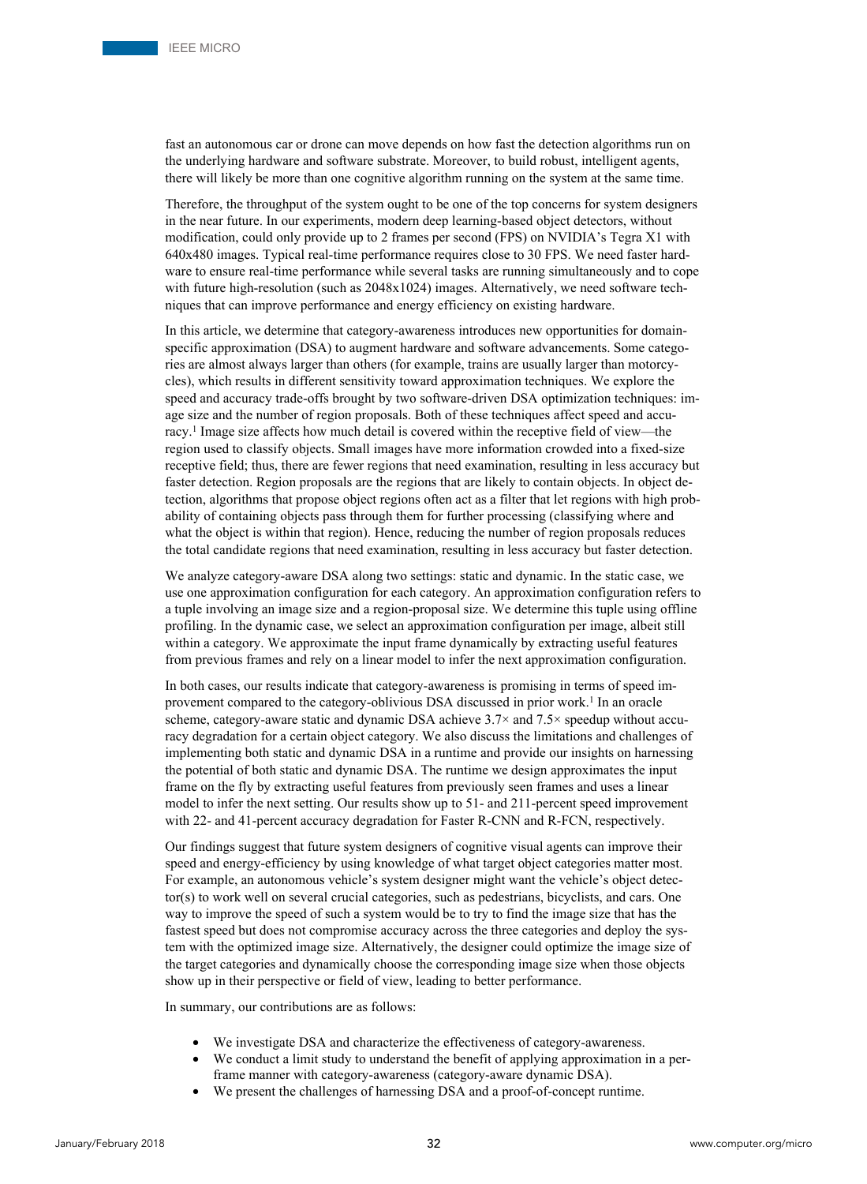fast an autonomous car or drone can move depends on how fast the detection algorithms run on the underlying hardware and software substrate. Moreover, to build robust, intelligent agents, there will likely be more than one cognitive algorithm running on the system at the same time.

Therefore, the throughput of the system ought to be one of the top concerns for system designers in the near future. In our experiments, modern deep learning-based object detectors, without modification, could only provide up to 2 frames per second (FPS) on NVIDIA's Tegra X1 with 640x480 images. Typical real-time performance requires close to 30 FPS. We need faster hardware to ensure real-time performance while several tasks are running simultaneously and to cope with future high-resolution (such as 2048x1024) images. Alternatively, we need software techniques that can improve performance and energy efficiency on existing hardware.

In this article, we determine that category-awareness introduces new opportunities for domain-specific approximation (DSA) to augment hardware and software advancements. Some categories are almost always larger than others (for example, trains are usually larger than motorcycles), which results in different sensitivity toward approximation techniques. We explore the speed and accuracy trade-offs brought by two software-driven DSA optimization techniques: image size and the number of region proposals. Both of these techniques affect speed and accuracy.[1] Image size affects how much detail is covered within the receptive field of view—the region used to classify objects. Small images have more information crowded into a fixed-size receptive field; thus, there are fewer regions that need examination, resulting in less accuracy but faster detection. Region proposals are the regions that are likely to contain objects. In object detection, algorithms that propose object regions often act as a filter that let regions with high probability of containing objects pass through them for further processing (classifying where and what the object is within that region). Hence, reducing the number of region proposals reduces the total candidate regions that need examination, resulting in less accuracy but faster detection.

We analyze category-aware DSA along two settings: static and dynamic. In the static case, we use one approximation configuration for each category. An approximation configuration refers to a tuple involving an image size and a region-proposal size. We determine this tuple using offline profiling. In the dynamic case, we select an approximation configuration per image, albeit still within a category. We approximate the input frame dynamically by extracting useful features from previous frames and rely on a linear model to infer the next approximation configuration.

In both cases, our results indicate that category-awareness is promising in terms of speed improvement compared to the category-oblivious DSA discussed in prior work.[1] In an oracle scheme, category-aware static and dynamic DSA achieve 3.7× and 7.5× speedup without accuracy degradation for a certain object category. We also discuss the limitations and challenges of implementing both static and dynamic DSA in a runtime and provide our insights on harnessing the potential of both static and dynamic DSA. The runtime we design approximates the input frame on the fly by extracting useful features from previously seen frames and uses a linear model to infer the next setting. Our results show up to 51- and 211-percent speed improvement with 22- and 41-percent accuracy degradation for Faster R-CNN and R-FCN, respectively.

Our findings suggest that future system designers of cognitive visual agents can improve their speed and energy-efficiency by using knowledge of what target object categories matter most. For example, an autonomous vehicle's system designer might want the vehicle's object detector(s) to work well on several crucial categories, such as pedestrians, bicyclists, and cars. One way to improve the speed of such a system would be to try to find the image size that has the fastest speed but does not compromise accuracy across the three categories and deploy the system with the optimized image size. Alternatively, the designer could optimize the image size of the target categories and dynamically choose the corresponding image size when those objects show up in their perspective or field of view, leading to better performance.

In summary, our contributions are as follows:

- We investigate DSA and characterize the effectiveness of category-awareness.
- We conduct a limit study to understand the benefit of applying approximation in a per-frame manner with category-awareness (category-aware dynamic DSA).
- We present the challenges of harnessing DSA and a proof-of-concept runtime.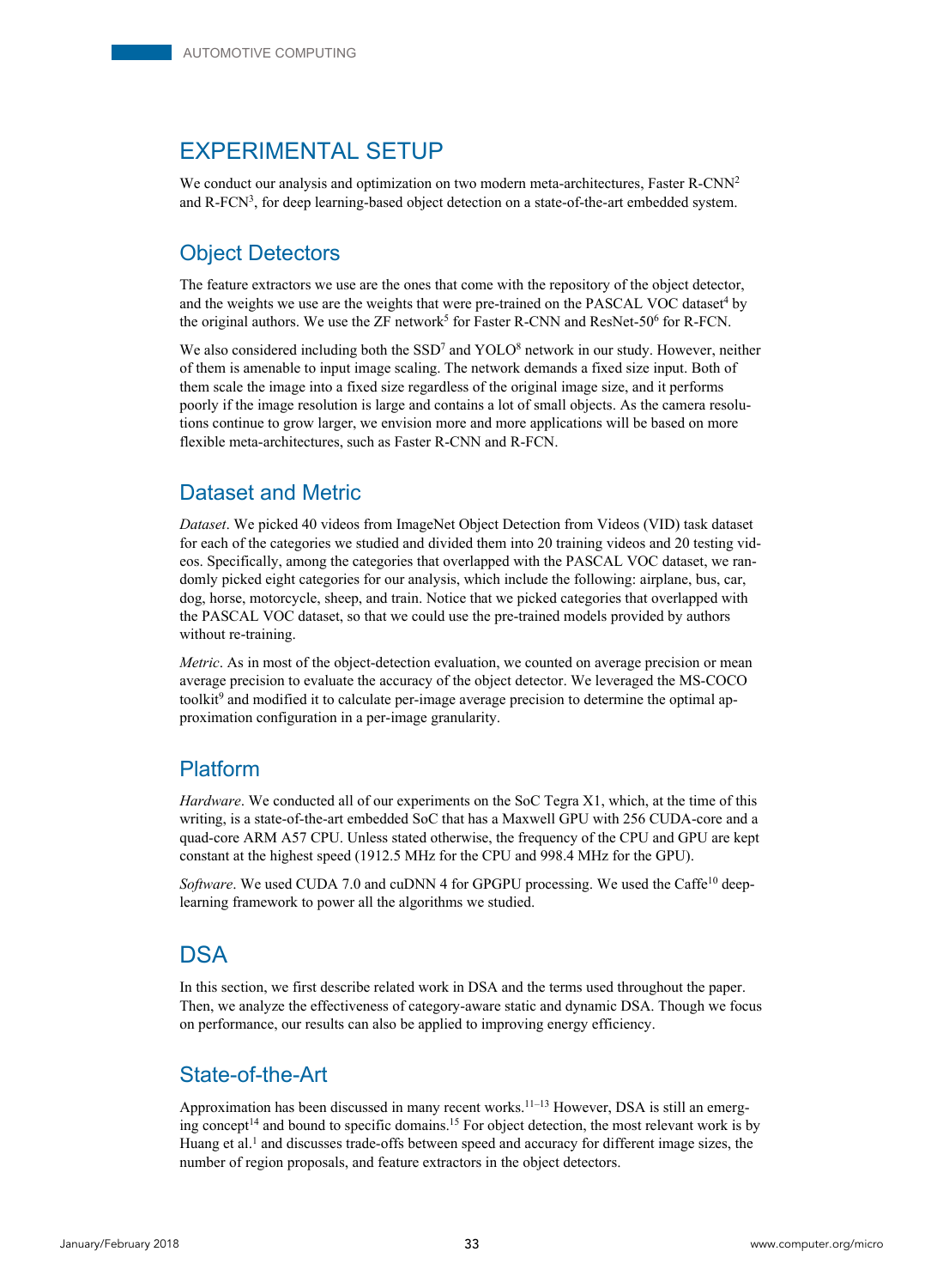## EXPERIMENTAL SETUP

We conduct our analysis and optimization on two modern meta-architectures, Faster R-CNN[2] and R-FCN[3], for deep learning-based object detection on a state-of-the-art embedded system.

### Object Detectors

The feature extractors we use are the ones that come with the repository of the object detector, and the weights we use are the weights that were pre-trained on the PASCAL VOC dataset[4] by the original authors. We use the ZF network[5] for Faster R-CNN and ResNet-50[6] for R-FCN.

We also considered including both the SSD[7] and YOLO[8] network in our study. However, neither of them is amenable to input image scaling. The network demands a fixed size input. Both of them scale the image into a fixed size regardless of the original image size, and it performs poorly if the image resolution is large and contains a lot of small objects. As the camera resolutions continue to grow larger, we envision more and more applications will be based on more flexible meta-architectures, such as Faster R-CNN and R-FCN.

### Dataset and Metric

*Dataset*. We picked 40 videos from ImageNet Object Detection from Videos (VID) task dataset for each of the categories we studied and divided them into 20 training videos and 20 testing videos. Specifically, among the categories that overlapped with the PASCAL VOC dataset, we randomly picked eight categories for our analysis, which include the following: airplane, bus, car, dog, horse, motorcycle, sheep, and train. Notice that we picked categories that overlapped with the PASCAL VOC dataset, so that we could use the pre-trained models provided by authors without re-training.

*Metric*. As in most of the object-detection evaluation, we counted on average precision or mean average precision to evaluate the accuracy of the object detector. We leveraged the MS-COCO toolkit[9] and modified it to calculate per-image average precision to determine the optimal approximation configuration in a per-image granularity.

### Platform

*Hardware*. We conducted all of our experiments on the SoC Tegra X1, which, at the time of this writing, is a state-of-the-art embedded SoC that has a Maxwell GPU with 256 CUDA-core and a quad-core ARM A57 CPU. Unless stated otherwise, the frequency of the CPU and GPU are kept constant at the highest speed (1912.5 MHz for the CPU and 998.4 MHz for the GPU).

*Software*. We used CUDA 7.0 and cuDNN 4 for GPGPU processing. We used the Caffe[10] deep-learning framework to power all the algorithms we studied.

## DSA

In this section, we first describe related work in DSA and the terms used throughout the paper. Then, we analyze the effectiveness of category-aware static and dynamic DSA. Though we focus on performance, our results can also be applied to improving energy efficiency.

### State-of-the-Art

Approximation has been discussed in many recent works.[11–13] However, DSA is still an emerging concept[14] and bound to specific domains.[15] For object detection, the most relevant work is by Huang et al.[1] and discusses trade-offs between speed and accuracy for different image sizes, the number of region proposals, and feature extractors in the object detectors.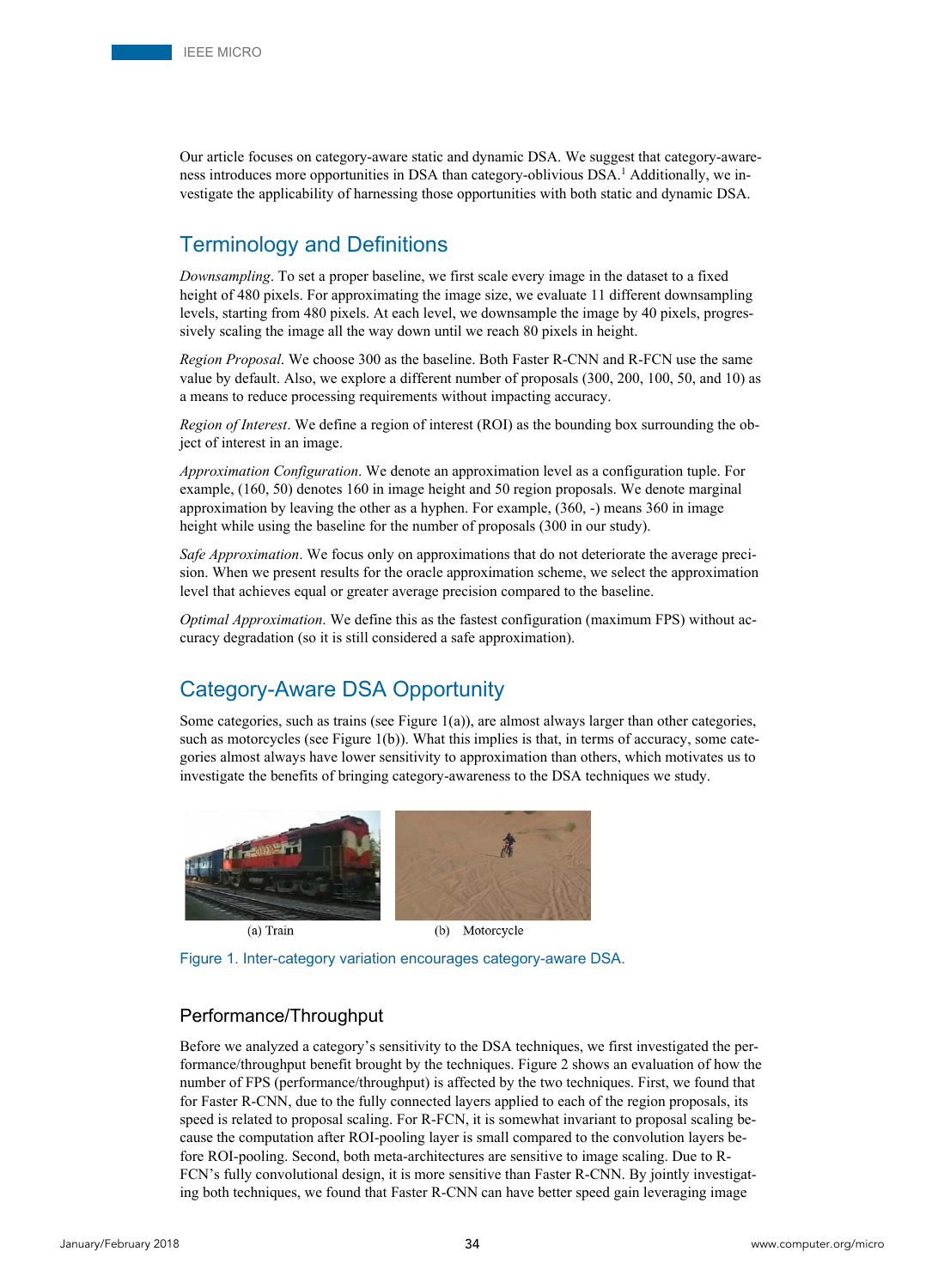Our article focuses on category-aware static and dynamic DSA. We suggest that category-awareness introduces more opportunities in DSA than category-oblivious DSA.[1] Additionally, we investigate the applicability of harnessing those opportunities with both static and dynamic DSA.

## Terminology and Definitions

*Downsampling*. To set a proper baseline, we first scale every image in the dataset to a fixed height of 480 pixels. For approximating the image size, we evaluate 11 different downsampling levels, starting from 480 pixels. At each level, we downsample the image by 40 pixels, progressively scaling the image all the way down until we reach 80 pixels in height.

*Region Proposal*. We choose 300 as the baseline. Both Faster R-CNN and R-FCN use the same value by default. Also, we explore a different number of proposals (300, 200, 100, 50, and 10) as a means to reduce processing requirements without impacting accuracy.

*Region of Interest*. We define a region of interest (ROI) as the bounding box surrounding the object of interest in an image.

*Approximation Configuration*. We denote an approximation level as a configuration tuple. For example, (160, 50) denotes 160 in image height and 50 region proposals. We denote marginal approximation by leaving the other as a hyphen. For example, (360, -) means 360 in image height while using the baseline for the number of proposals (300 in our study).

*Safe Approximation*. We focus only on approximations that do not deteriorate the average precision. When we present results for the oracle approximation scheme, we select the approximation level that achieves equal or greater average precision compared to the baseline.

*Optimal Approximation*. We define this as the fastest configuration (maximum FPS) without accuracy degradation (so it is still considered a safe approximation).

## Category-Aware DSA Opportunity

Some categories, such as trains (see Figure 1(a)), are almost always larger than other categories, such as motorcycles (see Figure 1(b)). What this implies is that, in terms of accuracy, some categories almost always have lower sensitivity to approximation than others, which motivates us to investigate the benefits of bringing category-awareness to the DSA techniques we study.

(a) Train (b) Motorcycle

Figure 1. Inter-category variation encourages category-aware DSA.

### Performance/Throughput

Before we analyzed a category's sensitivity to the DSA techniques, we first investigated the performance/throughput benefit brought by the techniques. Figure 2 shows an evaluation of how the number of FPS (performance/throughput) is affected by the two techniques. First, we found that for Faster R-CNN, due to the fully connected layers applied to each of the region proposals, its speed is related to proposal scaling. For R-FCN, it is somewhat invariant to proposal scaling because the computation after ROI-pooling layer is small compared to the convolution layers before ROI-pooling. Second, both meta-architectures are sensitive to image scaling. Due to R-FCN's fully convolutional design, it is more sensitive than Faster R-CNN. By jointly investigating both techniques, we found that Faster R-CNN can have better speed gain leveraging image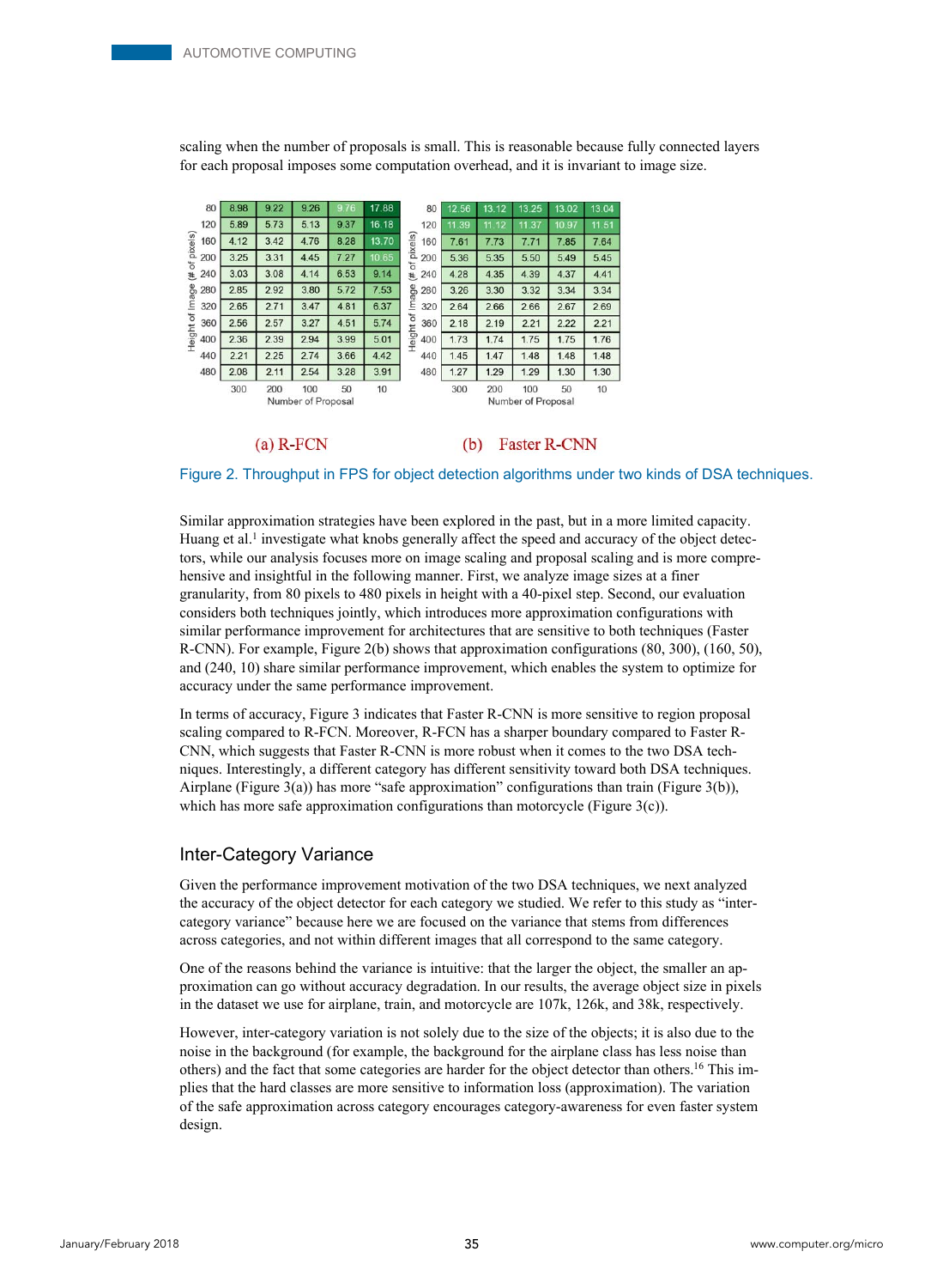scaling when the number of proposals is small. This is reasonable because fully connected layers for each proposal imposes some computation overhead, and it is invariant to image size.

**(a) R-FCN**

| Height of Image (# of pixels) | 300 | 200 | 100 | 50 | 10 |
|---|---|---|---|---|---|
| 80 | 8.98 | 9.22 | 9.26 | 9.76 | 17.88 |
| 120 | 5.89 | 5.73 | 5.13 | 9.37 | 16.18 |
| 160 | 4.12 | 3.42 | 4.76 | 8.28 | 13.70 |
| 200 | 3.25 | 3.31 | 4.45 | 7.27 | 10.65 |
| 240 | 3.03 | 3.08 | 4.14 | 6.53 | 9.14 |
| 280 | 2.85 | 2.92 | 3.80 | 5.72 | 7.53 |
| 320 | 2.65 | 2.71 | 3.47 | 4.81 | 6.37 |
| 360 | 2.56 | 2.57 | 3.27 | 4.51 | 5.74 |
| 400 | 2.36 | 2.39 | 2.94 | 3.99 | 5.01 |
| 440 | 2.21 | 2.25 | 2.74 | 3.66 | 4.42 |
| 480 | 2.08 | 2.11 | 2.54 | 3.28 | 3.91 |

Number of Proposal

**(b) Faster R-CNN**

| Height of Image (# of pixels) | 300 | 200 | 100 | 50 | 10 |
|---|---|---|---|---|---|
| 80 | 12.56 | 13.12 | 13.25 | 13.02 | 13.04 |
| 120 | 11.39 | 11.12 | 11.37 | 10.97 | 11.51 |
| 160 | 7.61 | 7.73 | 7.71 | 7.85 | 7.64 |
| 200 | 5.36 | 5.35 | 5.50 | 5.49 | 5.45 |
| 240 | 4.28 | 4.35 | 4.39 | 4.37 | 4.41 |
| 280 | 3.26 | 3.30 | 3.32 | 3.34 | 3.34 |
| 320 | 2.64 | 2.66 | 2.66 | 2.67 | 2.69 |
| 360 | 2.18 | 2.19 | 2.21 | 2.22 | 2.21 |
| 400 | 1.73 | 1.74 | 1.75 | 1.75 | 1.76 |
| 440 | 1.45 | 1.47 | 1.48 | 1.48 | 1.48 |
| 480 | 1.27 | 1.29 | 1.29 | 1.30 | 1.30 |

Number of Proposal

Figure 2. Throughput in FPS for object detection algorithms under two kinds of DSA techniques.

Similar approximation strategies have been explored in the past, but in a more limited capacity. Huang et al.[1] investigate what knobs generally affect the speed and accuracy of the object detectors, while our analysis focuses more on image scaling and proposal scaling and is more comprehensive and insightful in the following manner. First, we analyze image sizes at a finer granularity, from 80 pixels to 480 pixels in height with a 40-pixel step. Second, our evaluation considers both techniques jointly, which introduces more approximation configurations with similar performance improvement for architectures that are sensitive to both techniques (Faster R-CNN). For example, Figure 2(b) shows that approximation configurations (80, 300), (160, 50), and (240, 10) share similar performance improvement, which enables the system to optimize for accuracy under the same performance improvement.

In terms of accuracy, Figure 3 indicates that Faster R-CNN is more sensitive to region proposal scaling compared to R-FCN. Moreover, R-FCN has a sharper boundary compared to Faster R-CNN, which suggests that Faster R-CNN is more robust when it comes to the two DSA techniques. Interestingly, a different category has different sensitivity toward both DSA techniques. Airplane (Figure 3(a)) has more "safe approximation" configurations than train (Figure 3(b)), which has more safe approximation configurations than motorcycle (Figure 3(c)).

## Inter-Category Variance

Given the performance improvement motivation of the two DSA techniques, we next analyzed the accuracy of the object detector for each category we studied. We refer to this study as "inter-category variance" because here we are focused on the variance that stems from differences across categories, and not within different images that all correspond to the same category.

One of the reasons behind the variance is intuitive: that the larger the object, the smaller an approximation can go without accuracy degradation. In our results, the average object size in pixels in the dataset we use for airplane, train, and motorcycle are 107k, 126k, and 38k, respectively.

However, inter-category variation is not solely due to the size of the objects; it is also due to the noise in the background (for example, the background for the airplane class has less noise than others) and the fact that some categories are harder for the object detector than others.[16] This implies that the hard classes are more sensitive to information loss (approximation). The variation of the safe approximation across category encourages category-awareness for even faster system design.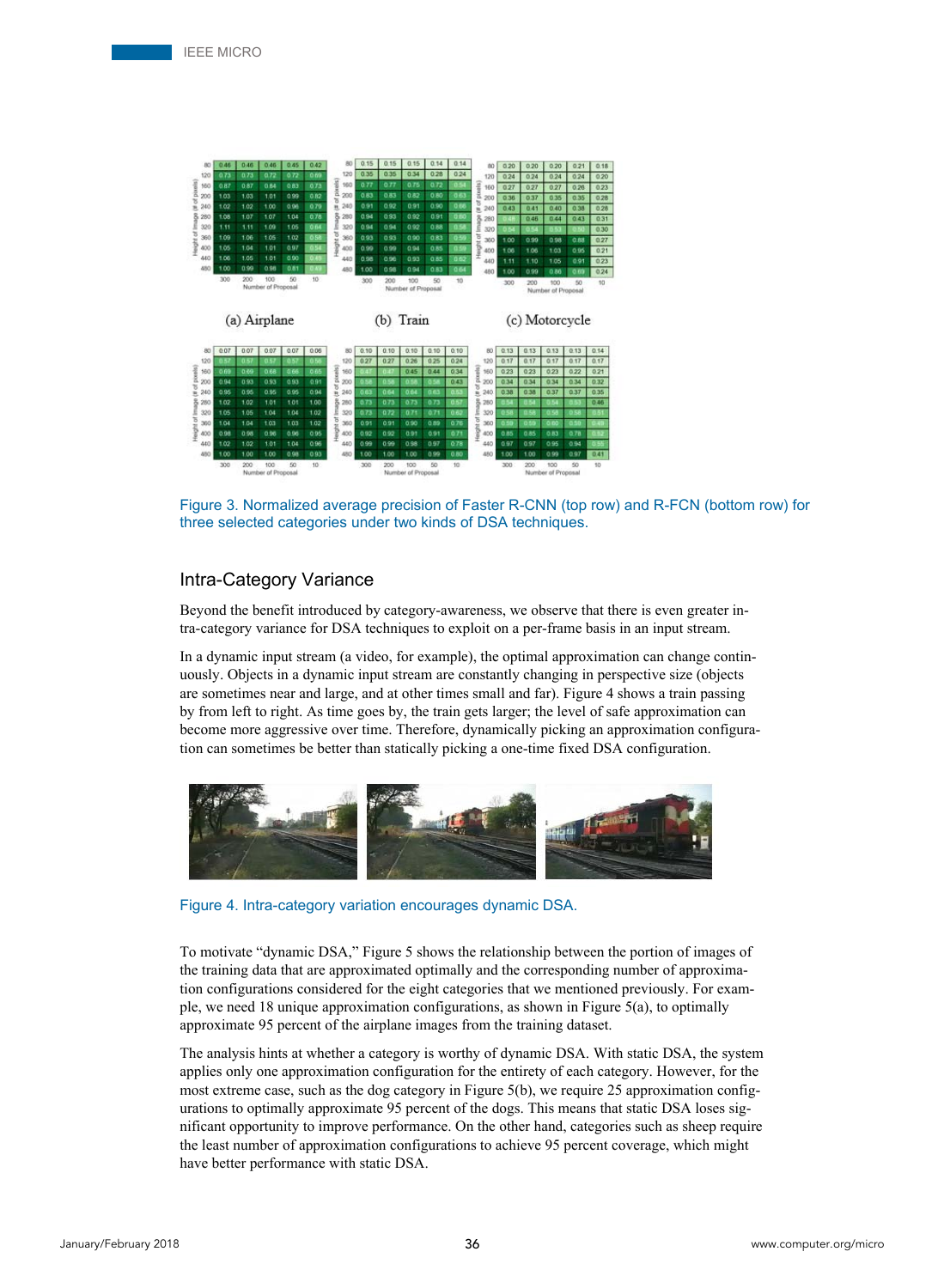Figure 3. Normalized average precision of Faster R-CNN (top row) and R-FCN (bottom row) for three selected categories under two kinds of DSA techniques.

## Intra-Category Variance

Beyond the benefit introduced by category-awareness, we observe that there is even greater intra-category variance for DSA techniques to exploit on a per-frame basis in an input stream.

In a dynamic input stream (a video, for example), the optimal approximation can change continuously. Objects in a dynamic input stream are constantly changing in perspective size (objects are sometimes near and large, and at other times small and far). Figure 4 shows a train passing by from left to right. As time goes by, the train gets larger; the level of safe approximation can become more aggressive over time. Therefore, dynamically picking an approximation configuration can sometimes be better than statically picking a one-time fixed DSA configuration.

Figure 4. Intra-category variation encourages dynamic DSA.

To motivate "dynamic DSA," Figure 5 shows the relationship between the portion of images of the training data that are approximated optimally and the corresponding number of approximation configurations considered for the eight categories that we mentioned previously. For example, we need 18 unique approximation configurations, as shown in Figure 5(a), to optimally approximate 95 percent of the airplane images from the training dataset.

The analysis hints at whether a category is worthy of dynamic DSA. With static DSA, the system applies only one approximation configuration for the entirety of each category. However, for the most extreme case, such as the dog category in Figure 5(b), we require 25 approximation configurations to optimally approximate 95 percent of the dogs. This means that static DSA loses significant opportunity to improve performance. On the other hand, categories such as sheep require the least number of approximation configurations to achieve 95 percent coverage, which might have better performance with static DSA.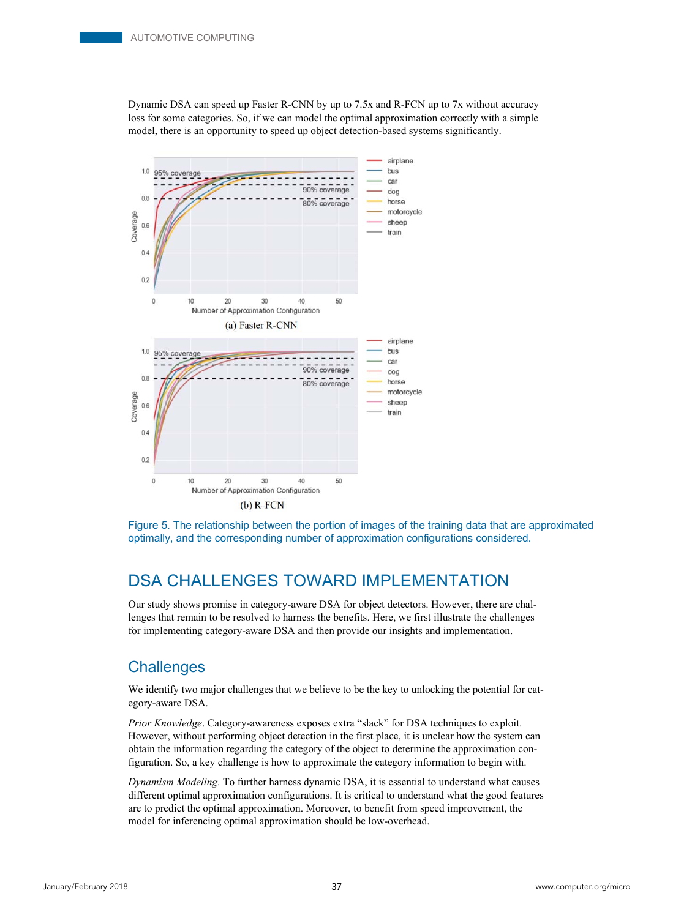Dynamic DSA can speed up Faster R-CNN by up to 7.5x and R-FCN up to 7x without accuracy loss for some categories. So, if we can model the optimal approximation correctly with a simple model, there is an opportunity to speed up object detection-based systems significantly.

(a) Faster R-CNN

(b) R-FCN

Figure 5. The relationship between the portion of images of the training data that are approximated optimally, and the corresponding number of approximation configurations considered.

## DSA CHALLENGES TOWARD IMPLEMENTATION

Our study shows promise in category-aware DSA for object detectors. However, there are challenges that remain to be resolved to harness the benefits. Here, we first illustrate the challenges for implementing category-aware DSA and then provide our insights and implementation.

### Challenges

We identify two major challenges that we believe to be the key to unlocking the potential for category-aware DSA.

*Prior Knowledge*. Category-awareness exposes extra “slack” for DSA techniques to exploit. However, without performing object detection in the first place, it is unclear how the system can obtain the information regarding the category of the object to determine the approximation configuration. So, a key challenge is how to approximate the category information to begin with.

*Dynamism Modeling*. To further harness dynamic DSA, it is essential to understand what causes different optimal approximation configurations. It is critical to understand what the good features are to predict the optimal approximation. Moreover, to benefit from speed improvement, the model for inferencing optimal approximation should be low-overhead.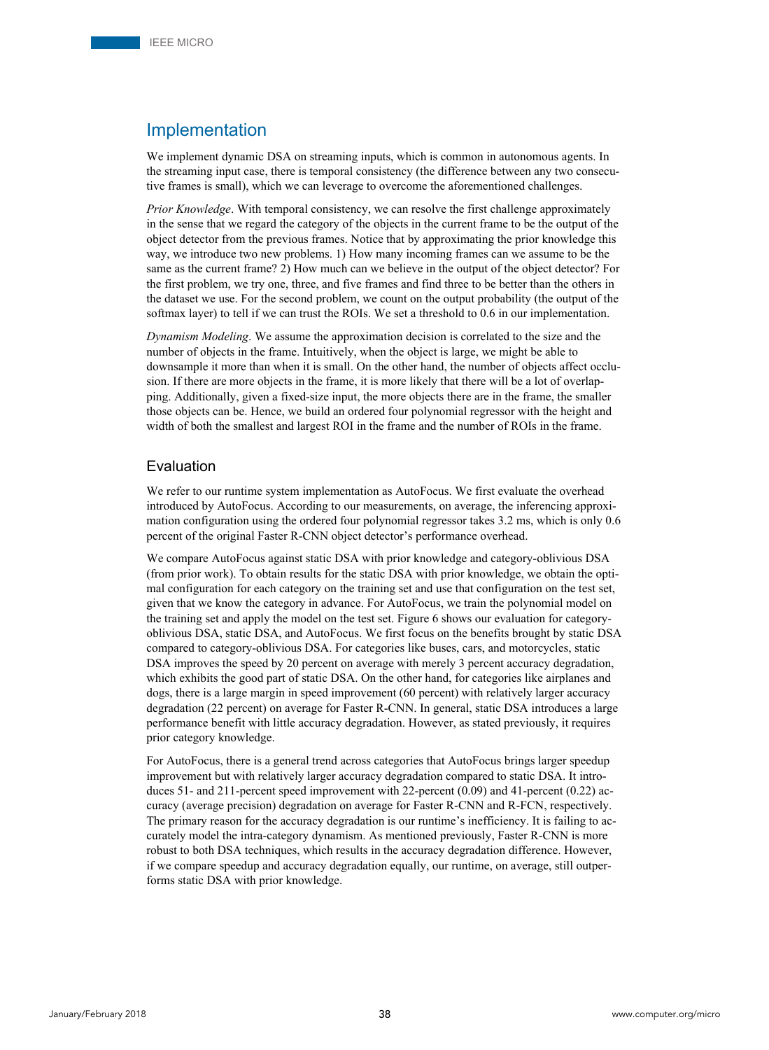## Implementation

We implement dynamic DSA on streaming inputs, which is common in autonomous agents. In the streaming input case, there is temporal consistency (the difference between any two consecutive frames is small), which we can leverage to overcome the aforementioned challenges.

*Prior Knowledge*. With temporal consistency, we can resolve the first challenge approximately in the sense that we regard the category of the objects in the current frame to be the output of the object detector from the previous frames. Notice that by approximating the prior knowledge this way, we introduce two new problems. 1) How many incoming frames can we assume to be the same as the current frame? 2) How much can we believe in the output of the object detector? For the first problem, we try one, three, and five frames and find three to be better than the others in the dataset we use. For the second problem, we count on the output probability (the output of the softmax layer) to tell if we can trust the ROIs. We set a threshold to 0.6 in our implementation.

*Dynamism Modeling*. We assume the approximation decision is correlated to the size and the number of objects in the frame. Intuitively, when the object is large, we might be able to downsample it more than when it is small. On the other hand, the number of objects affect occlusion. If there are more objects in the frame, it is more likely that there will be a lot of overlapping. Additionally, given a fixed-size input, the more objects there are in the frame, the smaller those objects can be. Hence, we build an ordered four polynomial regressor with the height and width of both the smallest and largest ROI in the frame and the number of ROIs in the frame.

### Evaluation

We refer to our runtime system implementation as AutoFocus. We first evaluate the overhead introduced by AutoFocus. According to our measurements, on average, the inferencing approximation configuration using the ordered four polynomial regressor takes 3.2 ms, which is only 0.6 percent of the original Faster R-CNN object detector's performance overhead.

We compare AutoFocus against static DSA with prior knowledge and category-oblivious DSA (from prior work). To obtain results for the static DSA with prior knowledge, we obtain the optimal configuration for each category on the training set and use that configuration on the test set, given that we know the category in advance. For AutoFocus, we train the polynomial model on the training set and apply the model on the test set. Figure 6 shows our evaluation for category-oblivious DSA, static DSA, and AutoFocus. We first focus on the benefits brought by static DSA compared to category-oblivious DSA. For categories like buses, cars, and motorcycles, static DSA improves the speed by 20 percent on average with merely 3 percent accuracy degradation, which exhibits the good part of static DSA. On the other hand, for categories like airplanes and dogs, there is a large margin in speed improvement (60 percent) with relatively larger accuracy degradation (22 percent) on average for Faster R-CNN. In general, static DSA introduces a large performance benefit with little accuracy degradation. However, as stated previously, it requires prior category knowledge.

For AutoFocus, there is a general trend across categories that AutoFocus brings larger speedup improvement but with relatively larger accuracy degradation compared to static DSA. It introduces 51- and 211-percent speed improvement with 22-percent (0.09) and 41-percent (0.22) accuracy (average precision) degradation on average for Faster R-CNN and R-FCN, respectively. The primary reason for the accuracy degradation is our runtime's inefficiency. It is failing to accurately model the intra-category dynamism. As mentioned previously, Faster R-CNN is more robust to both DSA techniques, which results in the accuracy degradation difference. However, if we compare speedup and accuracy degradation equally, our runtime, on average, still outperforms static DSA with prior knowledge.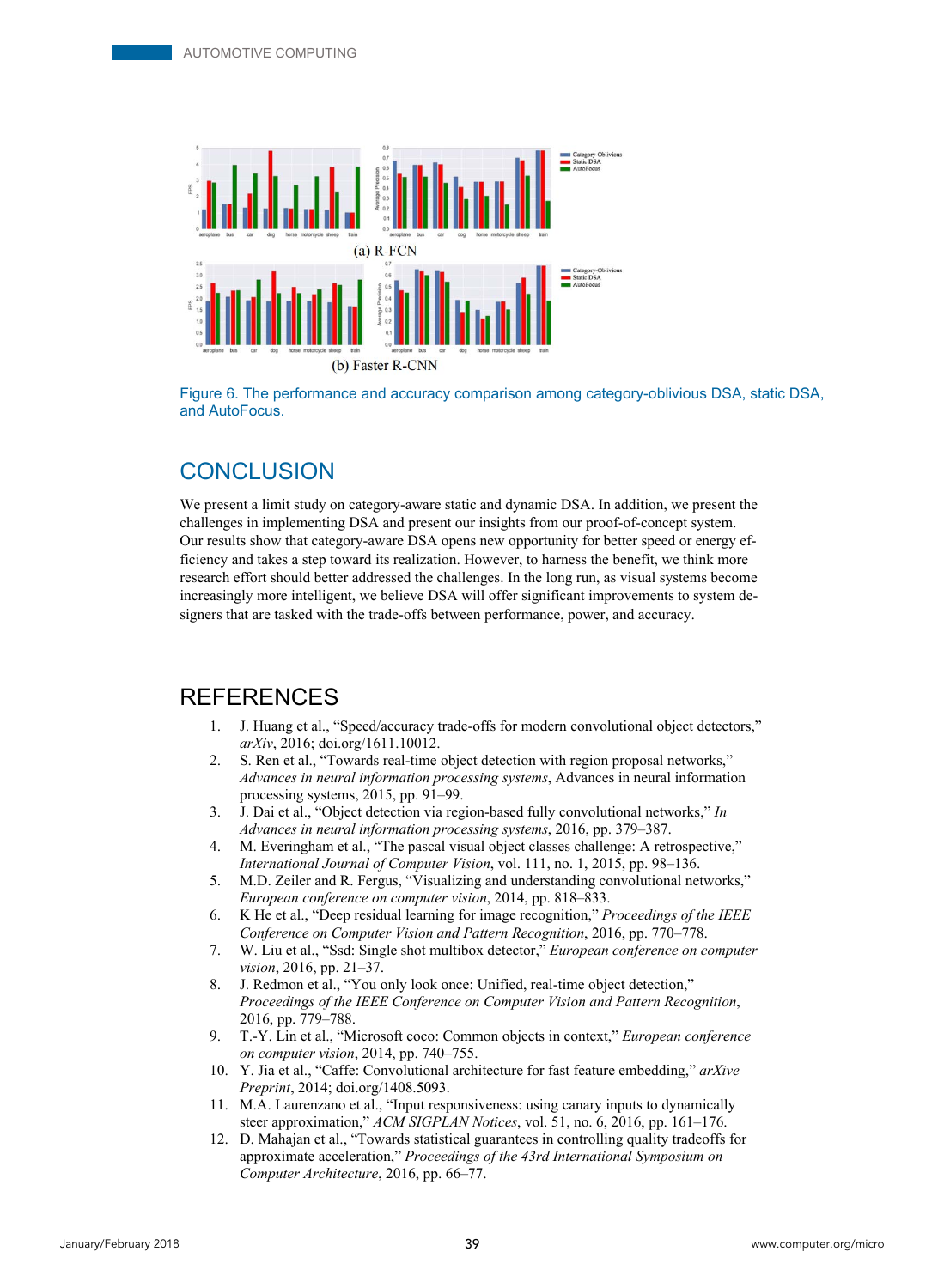(a) R-FCN

(b) Faster R-CNN

Figure 6. The performance and accuracy comparison among category-oblivious DSA, static DSA, and AutoFocus.

## CONCLUSION

We present a limit study on category-aware static and dynamic DSA. In addition, we present the challenges in implementing DSA and present our insights from our proof-of-concept system. Our results show that category-aware DSA opens new opportunity for better speed or energy efficiency and takes a step toward its realization. However, to harness the benefit, we think more research effort should better addressed the challenges. In the long run, as visual systems become increasingly more intelligent, we believe DSA will offer significant improvements to system designers that are tasked with the trade-offs between performance, power, and accuracy.

## REFERENCES

1. J. Huang et al., "Speed/accuracy trade-offs for modern convolutional object detectors," *arXiv*, 2016; doi.org/1611.10012.
2. S. Ren et al., "Towards real-time object detection with region proposal networks," *Advances in neural information processing systems*, Advances in neural information processing systems, 2015, pp. 91–99.
3. J. Dai et al., "Object detection via region-based fully convolutional networks," *In Advances in neural information processing systems*, 2016, pp. 379–387.
4. M. Everingham et al., "The pascal visual object classes challenge: A retrospective," *International Journal of Computer Vision*, vol. 111, no. 1, 2015, pp. 98–136.
5. M.D. Zeiler and R. Fergus, "Visualizing and understanding convolutional networks," *European conference on computer vision*, 2014, pp. 818–833.
6. K He et al., "Deep residual learning for image recognition," *Proceedings of the IEEE Conference on Computer Vision and Pattern Recognition*, 2016, pp. 770–778.
7. W. Liu et al., "Ssd: Single shot multibox detector," *European conference on computer vision*, 2016, pp. 21–37.
8. J. Redmon et al., "You only look once: Unified, real-time object detection," *Proceedings of the IEEE Conference on Computer Vision and Pattern Recognition*, 2016, pp. 779–788.
9. T.-Y. Lin et al., "Microsoft coco: Common objects in context," *European conference on computer vision*, 2014, pp. 740–755.
10. Y. Jia et al., "Caffe: Convolutional architecture for fast feature embedding," *arXive Preprint*, 2014; doi.org/1408.5093.
11. M.A. Laurenzano et al., "Input responsiveness: using canary inputs to dynamically steer approximation," *ACM SIGPLAN Notices*, vol. 51, no. 6, 2016, pp. 161–176.
12. D. Mahajan et al., "Towards statistical guarantees in controlling quality tradeoffs for approximate acceleration," *Proceedings of the 43rd International Symposium on Computer Architecture*, 2016, pp. 66–77.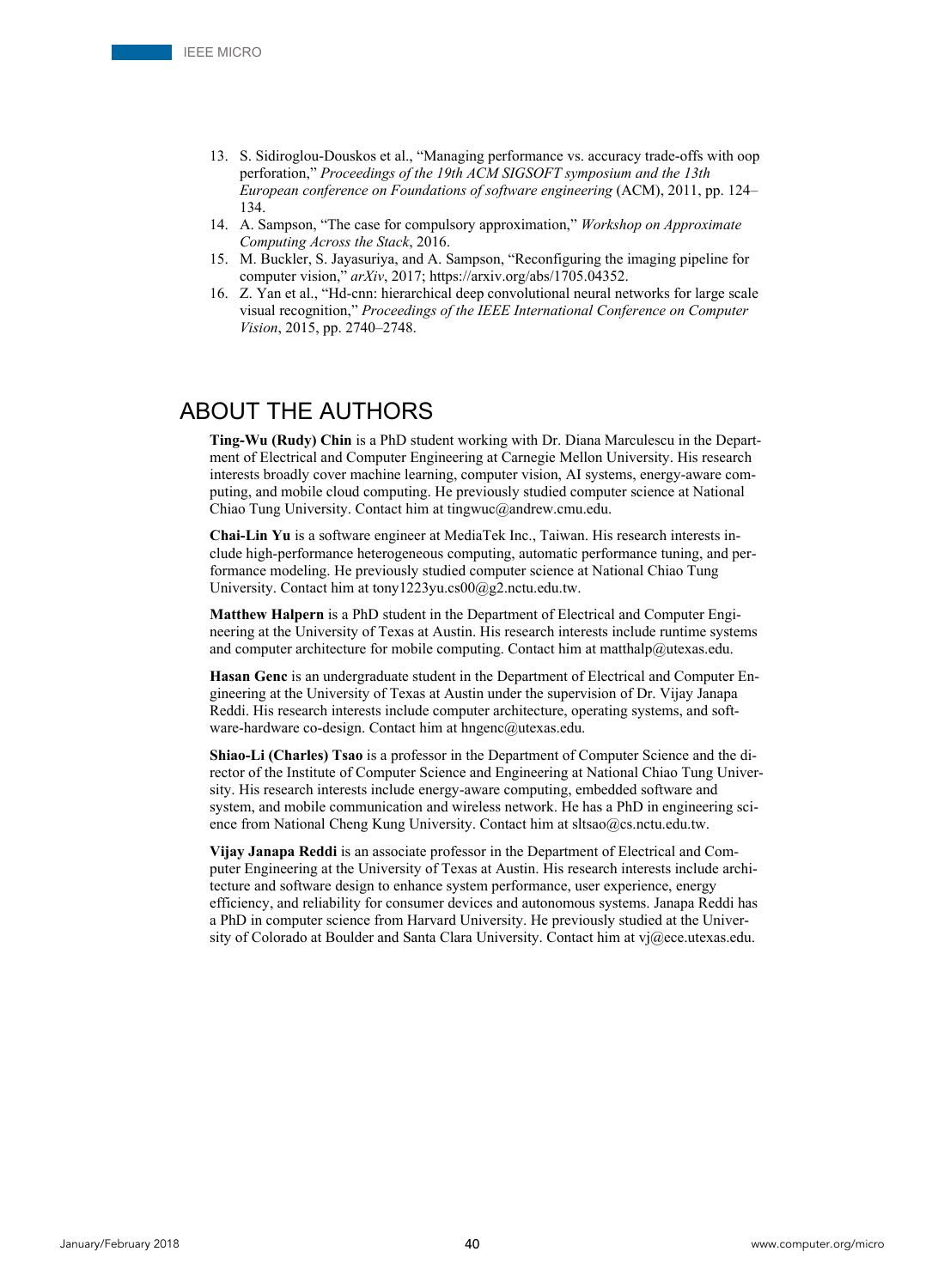13. S. Sidiroglou-Douskos et al., "Managing performance vs. accuracy trade-offs with oop perforation," *Proceedings of the 19th ACM SIGSOFT symposium and the 13th European conference on Foundations of software engineering* (ACM), 2011, pp. 124–134.
14. A. Sampson, "The case for compulsory approximation," *Workshop on Approximate Computing Across the Stack*, 2016.
15. M. Buckler, S. Jayasuriya, and A. Sampson, "Reconfiguring the imaging pipeline for computer vision," *arXiv*, 2017; https://arxiv.org/abs/1705.04352.
16. Z. Yan et al., "Hd-cnn: hierarchical deep convolutional neural networks for large scale visual recognition," *Proceedings of the IEEE International Conference on Computer Vision*, 2015, pp. 2740–2748.

# ABOUT THE AUTHORS

**Ting-Wu (Rudy) Chin** is a PhD student working with Dr. Diana Marculescu in the Department of Electrical and Computer Engineering at Carnegie Mellon University. His research interests broadly cover machine learning, computer vision, AI systems, energy-aware computing, and mobile cloud computing. He previously studied computer science at National Chiao Tung University. Contact him at tingwuc@andrew.cmu.edu.

**Chai-Lin Yu** is a software engineer at MediaTek Inc., Taiwan. His research interests include high-performance heterogeneous computing, automatic performance tuning, and performance modeling. He previously studied computer science at National Chiao Tung University. Contact him at tony1223yu.cs00@g2.nctu.edu.tw.

**Matthew Halpern** is a PhD student in the Department of Electrical and Computer Engineering at the University of Texas at Austin. His research interests include runtime systems and computer architecture for mobile computing. Contact him at matthalp@utexas.edu.

**Hasan Genc** is an undergraduate student in the Department of Electrical and Computer Engineering at the University of Texas at Austin under the supervision of Dr. Vijay Janapa Reddi. His research interests include computer architecture, operating systems, and software-hardware co-design. Contact him at hngenc@utexas.edu.

**Shiao-Li (Charles) Tsao** is a professor in the Department of Computer Science and the director of the Institute of Computer Science and Engineering at National Chiao Tung University. His research interests include energy-aware computing, embedded software and system, and mobile communication and wireless network. He has a PhD in engineering science from National Cheng Kung University. Contact him at sltsao@cs.nctu.edu.tw.

**Vijay Janapa Reddi** is an associate professor in the Department of Electrical and Computer Engineering at the University of Texas at Austin. His research interests include architecture and software design to enhance system performance, user experience, energy efficiency, and reliability for consumer devices and autonomous systems. Janapa Reddi has a PhD in computer science from Harvard University. He previously studied at the University of Colorado at Boulder and Santa Clara University. Contact him at vj@ece.utexas.edu.